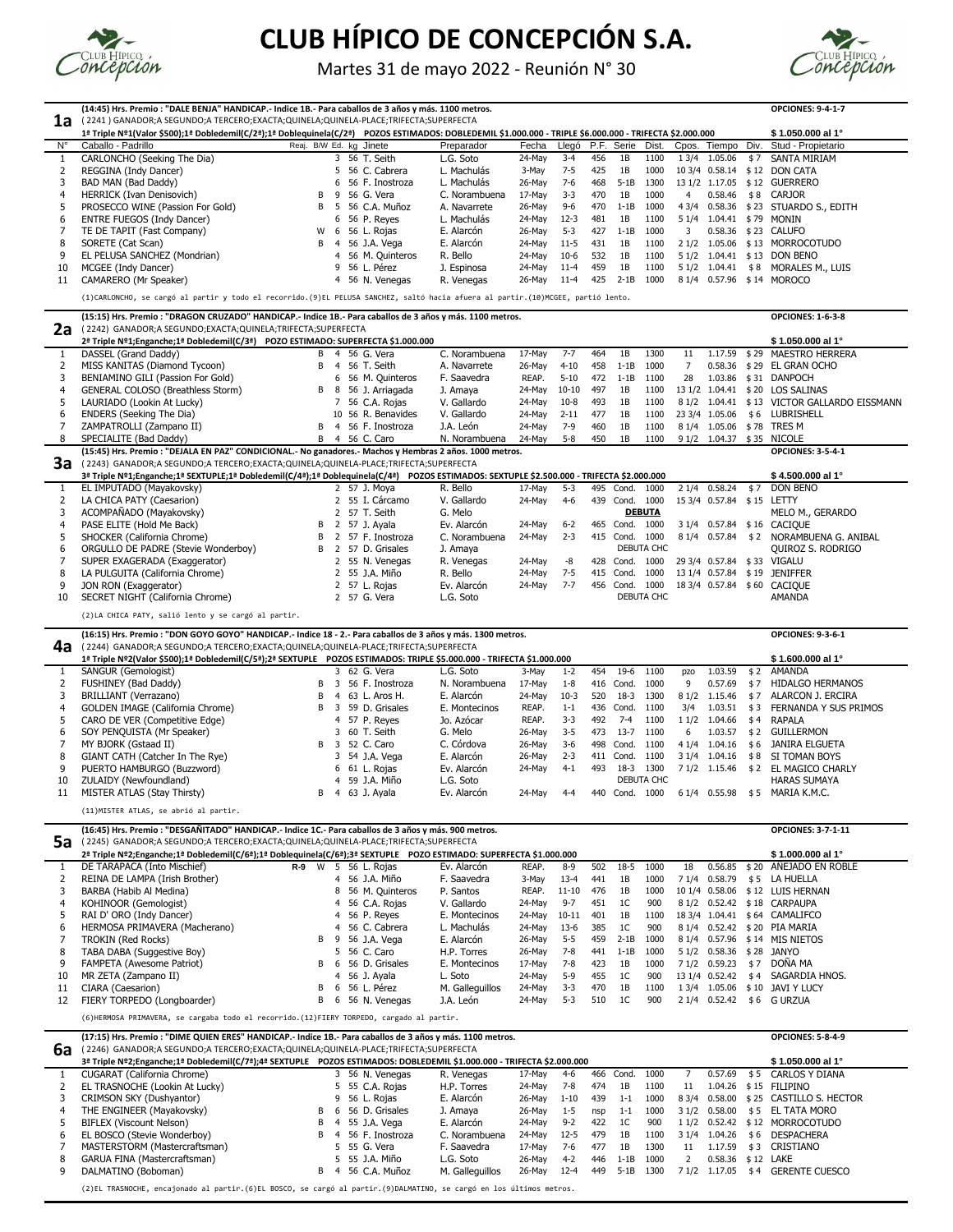# CLUB HÍPICO DE CONCEPCIÓN S.A.

Martes 31 de mayo 2022 - Reunión N° 30

## 1a

**(14:45) Hrs. Premio : "DALE BENJA" HANDICAP.- Indice 1B.- Para caballos de 3 años y más. 1100 metros.** — OPCIONES: 9-4-1-7

( 2241 ) GANADOR;A TERCERO;QUINELA;QUINELA-PLACE;TRIFECTA;SUPERFECTA

1ª Triple Nº1(Valor $500);1ª Dobledemil(C/2ª);1ª Doblequinela(C/2ª) POZOS ESTIMADOS: DOBLEDEMIL $1.000.000 - TRIPLE $6.000.000 - TRIFECTA $2.000.000 — $ 1.050.000 al 1°

| N° | Caballo - Padrillo | Reaj. | B/W | Ed. | kg | Jinete | Preparador | Fecha | Llegó | P.F. | Serie | Dist. | Cpos. | Tiempo | Div. | Stud - Propietario |
|---|---|---|---|---|---|---|---|---|---|---|---|---|---|---|---|---|
| 1 | CARLONCHO (Seeking The Dia) | | | 3 | 56 | T. Seith | L.G. Soto | 24-May | 3-4 | 456 | 1B | 1100 | 1 3/4 | 1.05.06 | $ 7 | SANTA MIRIAM |
| 2 | REGGINA (Indy Dancer) | | | 5 | 56 | C. Cabrera | L. Machulás | 3-May | 7-5 | 425 | 1B | 1000 | 10 3/4 | 0.58.14 | $ 12 | DON CATA |
| 3 | BAD MAN (Bad Daddy) | | | 6 | 56 | F. Inostroza | L. Machulás | 26-May | 7-6 | 468 | 5-1B | 1300 | 13 1/2 | 1.17.05 | $ 12 | GUERRERO |
| 4 | HERRICK (Ivan Denisovich) | | B | 9 | 56 | G. Vera | C. Norambuena | 17-May | 3-3 | 470 | 1B | 1000 | 4 | 0.58.46 | $ 8 | CARJOR |
| 5 | PROSECCO WINE (Passion For Gold) | | B | 5 | 56 | C.A. Muñoz | A. Navarrete | 26-May | 9-6 | 470 | 1-1B | 1000 | 4 3/4 | 0.58.36 | $ 23 | STUARDO S., EDITH |
| 6 | ENTRE FUEGOS (Indy Dancer) | | | 6 | 56 | P. Reyes | L. Machulás | 24-May | 12-3 | 481 | 1B | 1100 | 5 1/4 | 1.04.41 | $ 79 | MONIN |
| 7 | TE DE TAPIT (Fast Company) | | W | 6 | 56 | L. Rojas | E. Alarcón | 26-May | 5-3 | 427 | 1-1B | 1000 | 3 | 0.58.36 | $ 23 | CALUFO |
| 8 | SORETE (Cat Scan) | | B | 4 | 56 | J.A. Vega | E. Alarcón | 24-May | 11-5 | 431 | 1B | 1100 | 2 1/2 | 1.05.06 | $ 13 | MORROCOTUDO |
| 9 | EL PELUSA SANCHEZ (Mondrian) | | | 4 | 56 | M. Quinteros | R. Bello | 24-May | 10-6 | 532 | 1B | 1100 | 5 1/2 | 1.04.41 | $ 13 | DON BENO |
| 10 | MCGEE (Indy Dancer) | | | 9 | 56 | L. Pérez | J. Espinosa | 24-May | 11-4 | 459 | 1B | 1100 | 5 1/2 | 1.04.41 | $ 8 | MORALES M., LUIS |
| 11 | CAMARERO (Mr Speaker) | | | 4 | 56 | N. Venegas | R. Venegas | 26-May | 11-4 | 425 | 2-1B | 1000 | 8 1/4 | 0.57.96 | $ 14 | MOROCO |

(1)CARLONCHO, se cargó al partir y todo el recorrido.(9)EL PELUSA SANCHEZ, saltó hacia afuera al partir.(10)MCGEE, partió lento.

## 2a

**(15:15) Hrs. Premio : "DRAGON CRUZADO" HANDICAP.- Indice 1B.- Para caballos de 3 años y más. 1100 metros.** — OPCIONES: 1-6-3-8

( 2242) GANADOR;A SEGUNDO;EXACTA;QUINELA;TRIFECTA;SUPERFECTA

2ª Triple Nº1;Enganche;1ª Dobledemil(C/3ª) POZO ESTIMADO: SUPERFECTA $1.000.000 — $ 1.050.000 al 1°

| N° | Caballo - Padrillo | Reaj. | B/W | Ed. | kg | Jinete | Preparador | Fecha | Llegó | P.F. | Serie | Dist. | Cpos. | Tiempo | Div. | Stud - Propietario |
|---|---|---|---|---|---|---|---|---|---|---|---|---|---|---|---|---|
| 1 | DASSEL (Grand Daddy) | | B | 4 | 56 | G. Vera | C. Norambuena | 17-May | 7-7 | 464 | 1B | 1300 | 11 | 1.17.59 | $ 29 | MAESTRO HERRERA |
| 2 | MISS KANITAS (Diamond Tycoon) | | B | 4 | 56 | T. Seith | A. Navarrete | 26-May | 4-10 | 458 | 1-1B | 1000 | 7 | 0.58.36 | $ 29 | EL GRAN OCHO |
| 3 | BENIAMINO GILI (Passion For Gold) | | | 6 | 56 | M. Quinteros | F. Saavedra | REAP. | 5-10 | 472 | 1-1B | 1100 | 28 | 1.03.86 | $ 31 | DANPOCH |
| 4 | GENERAL COLOSO (Breathless Storm) | | B | 8 | 56 | J. Arriagada | J. Amaya | 24-May | 10-10 | 497 | 1B | 1100 | 13 1/2 | 1.04.41 | $ 20 | LOS SALINAS |
| 5 | LAURIADO (Lookin At Lucky) | | | 7 | 56 | C.A. Rojas | V. Gallardo | 24-May | 10-8 | 493 | 1B | 1100 | 8 1/2 | 1.04.41 | $ 13 | VICTOR GALLARDO EISSMANN |
| 6 | ENDERS (Seeking The Dia) | | | 10 | 56 | R. Benavides | V. Gallardo | 24-May | 2-11 | 477 | 1B | 1100 | 23 3/4 | 1.05.06 | $ 6 | LUBRISHELL |
| 7 | ZAMPATROLLI (Zampano II) | | B | 4 | 56 | F. Inostroza | J.A. León | 24-May | 7-9 | 460 | 1B | 1100 | 8 1/4 | 1.05.06 | $ 78 | TRES M |
| 8 | SPECIALITE (Bad Daddy) | | B | 4 | 56 | C. Caro | N. Norambuena | 24-May | 5-8 | 450 | 1B | 1100 | 9 1/2 | 1.04.37 | $ 35 | NICOLE |

## 3a

**(15:45) Hrs. Premio : "DEJALA EN PAZ" CONDICIONAL.- No ganadores.- Machos y Hembras 2 años. 1000 metros.** — OPCIONES: 3-5-4-1

( 2243) GANADOR;A SEGUNDO;EXACTA;QUINELA;TRIFECTA;SUPERFECTA

3ª Triple Nº1;Enganche;1ª SEXTUPLE;1ª Dobledemil(C/4ª);1ª Doblequinela(C/4ª) POZOS ESTIMADOS: SEXTUPLE $2.500.000 - TRIFECTA $2.000.000 — $ 4.500.000 al 1°

| N° | Caballo - Padrillo | Reaj. | B/W | Ed. | kg | Jinete | Preparador | Fecha | Llegó | P.F. | Serie | Dist. | Cpos. | Tiempo | Div. | Stud - Propietario |
|---|---|---|---|---|---|---|---|---|---|---|---|---|---|---|---|---|
| 1 | EL IMPUTADO (Mayakovsky) | | | 2 | 57 | J. Moya | R. Bello | 17-May | 5-3 | 495 | Cond. | 1000 | 2 1/4 | 0.58.24 | $ 7 | DON BENO |
| 2 | LA CHICA PATY (Caesarion) | | | 2 | 55 | I. Cárcamo | V. Gallardo | 24-May | 4-6 | 439 | Cond. | 1000 | 15 3/4 | 0.57.84 | $ 15 | LETTY |
| 3 | ACOMPAÑADO (Mayakovsky) | | | 2 | 57 | T. Seith | G. Melo | | | | **DEBUTA** | | | | | MELO M., GERARDO |
| 4 | PASE ELITE (Hold Me Back) | | B | 2 | 57 | J. Ayala | Ev. Alarcón | 24-May | 6-2 | 465 | Cond. | 1000 | 3 1/4 | 0.57.84 | $ 16 | CACIQUE |
| 5 | SHOCKER (California Chrome) | | B | 2 | 57 | F. Inostroza | C. Norambuena | 24-May | 2-3 | 415 | Cond. | 1000 | 8 1/4 | 0.57.84 | $ 2 | NORAMBUENA G. ANIBAL |
| 6 | ORGULLO DE PADRE (Stevie Wonderboy) | | B | 2 | 57 | D. Grisales | J. Amaya | | | | DEBUTA CHC | | | | | QUIROZ S. RODRIGO |
| 7 | SUPER EXAGERADA (Exaggerator) | | | 2 | 55 | N. Venegas | R. Venegas | 24-May | -8 | 428 | Cond. | 1000 | 29 3/4 | 0.57.84 | $ 33 | VIGALU |
| 8 | LA PULGUITA (California Chrome) | | | 2 | 55 | J.A. Miño | R. Bello | 24-May | 7-5 | 415 | Cond. | 1000 | 13 1/4 | 0.57.84 | $ 19 | JENIFFER |
| 9 | JON RON (Exaggerator) | | | 2 | 57 | L. Rojas | Ev. Alarcón | 24-May | 7-7 | 456 | Cond. | 1000 | 18 3/4 | 0.57.84 | $ 60 | CACIQUE |
| 10 | SECRET NIGHT (California Chrome) | | | 2 | 57 | G. Vera | L.G. Soto | | | | DEBUTA CHC | | | | | AMANDA |

(2)LA CHICA PATY, salió lento y se cargó al partir.

## 4a

**(16:15) Hrs. Premio : "DON GOYO GOYO" HANDICAP.- Indice 18 - 2.- Para caballos de 3 años y más. 1300 metros.** — OPCIONES: 9-3-6-1

( 2244) GANADOR;A SEGUNDO;A TERCERO;EXACTA;QUINELA;QUINELA-PLACE;TRIFECTA;SUPERFECTA

1ª Triple Nº2(Valor $500);1ª Dobledemil(C/5ª);2ª SEXTUPLE POZOS ESTIMADOS: TRIPLE $5.000.000 - TRIFECTA $1.000.000 — $ 1.600.000 al 1°

| N° | Caballo - Padrillo | Reaj. | B/W | Ed. | kg | Jinete | Preparador | Fecha | Llegó | P.F. | Serie | Dist. | Cpos. | Tiempo | Div. | Stud - Propietario |
|---|---|---|---|---|---|---|---|---|---|---|---|---|---|---|---|---|
| 1 | SANGUR (Gemologist) | | | 3 | 62 | G. Vera | L.G. Soto | 3-May | 1-2 | 454 | 19-6 | 1100 | pzo | 1.03.59 | $ 2 | AMANDA |
| 2 | FUSHINEY (Bad Daddy) | | B | 3 | 56 | F. Inostroza | N. Norambuena | 17-May | 1-8 | 416 | Cond. | 1000 | 9 | 0.57.69 | $ 7 | HIDALGO HERMANOS |
| 3 | BRILLIANT (Verrazano) | | B | 4 | 63 | L. Aros H. | E. Alarcón | 24-May | 10-3 | 520 | 18-3 | 1300 | 8 1/2 | 1.15.46 | $ 7 | ALARCON J. ERCIRA |
| 4 | GOLDEN IMAGE (California Chrome) | | B | 3 | 59 | D. Grisales | E. Montecinos | REAP. | 1-1 | 436 | Cond. | 1100 | 3/4 | 1.03.51 | $ 3 | FERNANDA Y SUS PRIMOS |
| 5 | CARO DE VER (Competitive Edge) | | | 4 | 57 | P. Reyes | Jo. Azócar | REAP. | 3-3 | 492 | 7-4 | 1100 | 1 1/2 | 1.04.66 | $ 4 | RAPALA |
| 6 | SOY PENQUISTA (Mr Speaker) | | | 3 | 60 | T. Seith | G. Melo | 26-May | 3-5 | 473 | 13-7 | 1100 | 6 | 1.03.57 | $ 2 | GUILLERMON |
| 7 | MY BJORK (Gstaad II) | | B | 3 | 52 | C. Caro | C. Córdova | 26-May | 3-6 | 498 | Cond. | 1100 | 4 1/4 | 1.04.16 | $ 6 | JANIRA ELGUETA |
| 8 | GIANT CATH (Catcher In The Rye) | | | 3 | 54 | J.A. Vega | E. Alarcón | 26-May | 2-3 | 411 | Cond. | 1100 | 3 1/4 | 1.04.16 | $ 8 | SI TOMAN BOYS |
| 9 | PUERTO HAMBURGO (Buzzword) | | | 6 | 61 | L. Rojas | Ev. Alarcón | 24-May | 4-1 | 493 | 18-3 | 1300 | 7 1/2 | 1.15.46 | $ 2 | EL MAGICO CHARLY |
| 10 | ZULAIDY (Newfoundland) | | | 4 | 59 | J.A. Miño | L.G. Soto | | | | DEBUTA CHC | | | | | HARAS SUMAYA |
| 11 | MISTER ATLAS (Stay Thirsty) | | B | 4 | 63 | J. Ayala | Ev. Alarcón | 24-May | 4-4 | 440 | Cond. | 1000 | 6 1/4 | 0.55.98 | $ 5 | MARIA K.M.C. |

(11)MISTER ATLAS, se abrió al partir.

## 5a

**(16:45) Hrs. Premio : "DESGAÑITADO" HANDICAP.- Indice 1C.- Para caballos de 3 años y más. 900 metros.** — OPCIONES: 3-7-1-11

( 2245) GANADOR;A SEGUNDO;A TERCERO;EXACTA;QUINELA;QUINELA-PLACE;TRIFECTA;SUPERFECTA

2ª Triple Nº2;Enganche;1ª Dobledemil(C/6ª);1ª Doblequinela(C/6ª);3ª SEXTUPLE POZO ESTIMADO: SUPERFECTA $1.000.000 — $ 1.000.000 al 1°

| N° | Caballo - Padrillo | Reaj. | B/W | Ed. | kg | Jinete | Preparador | Fecha | Llegó | P.F. | Serie | Dist. | Cpos. | Tiempo | Div. | Stud - Propietario |
|---|---|---|---|---|---|---|---|---|---|---|---|---|---|---|---|---|
| 1 | DE TARAPACA (Into Mischief) | R-9 | W | 5 | 56 | L. Rojas | Ev. Alarcón | REAP. | 8-9 | 502 | 18-5 | 1000 | 18 | 0.56.85 | $ 20 | AÑEJADO EN ROBLE |
| 2 | REINA DE LAMPA (Irish Brother) | | | 4 | 56 | J.A. Miño | F. Saavedra | 3-May | 13-4 | 441 | 1B | 1000 | 7 1/4 | 0.58.79 | $ 5 | LA HUELLA |
| 3 | BARBA (Habib Al Medina) | | | 8 | 56 | M. Quinteros | P. Santos | REAP. | 11-10 | 476 | 1B | 1000 | 10 1/4 | 0.58.06 | $ 12 | LUIS HERNAN |
| 4 | KOHINOOR (Gemologist) | | | 4 | 56 | C.A. Rojas | V. Gallardo | 24-May | 9-7 | 451 | 1C | 900 | 8 1/2 | 0.52.42 | $ 18 | CARPAUPA |
| 5 | RAI D' ORO (Indy Dancer) | | | 4 | 56 | P. Reyes | E. Montecinos | 24-May | 10-11 | 401 | 1B | 1100 | 18 3/4 | 1.04.41 | $ 64 | CAMALIFCO |
| 6 | HERMOSA PRIMAVERA (Macherano) | | | 4 | 56 | C. Cabrera | L. Machulás | 24-May | 13-6 | 385 | 1C | 900 | 8 1/4 | 0.52.42 | $ 20 | PIA MARIA |
| 7 | TROKIN (Red Rocks) | | B | 9 | 56 | J.A. Vega | E. Alarcón | 26-May | 5-5 | 459 | 2-1B | 1000 | 8 1/4 | 0.57.96 | $ 14 | MIS NIETOS |
| 8 | TABA DABA (Suggestive Boy) | | | 5 | 56 | C. Caro | H.P. Torres | 26-May | 7-8 | 441 | 1-1B | 1000 | 5 1/2 | 0.58.36 | $ 28 | JANYO |
| 9 | FAMPETA (Awesome Patriot) | | B | 6 | 56 | D. Grisales | E. Montecinos | 17-May | 7-8 | 423 | 1B | 1000 | 7 1/2 | 0.59.23 | $ 7 | DOÑA MA |
| 10 | MR ZETA (Zampano II) | | | 4 | 56 | J. Ayala | L. Soto | 24-May | 5-9 | 455 | 1C | 900 | 13 1/4 | 0.52.42 | $ 4 | SAGARDIA HNOS. |
| 11 | CIARA (Caesarion) | | B | 6 | 56 | L. Pérez | M. Galleguillos | 24-May | 3-3 | 470 | 1B | 1100 | 1 3/4 | 1.05.06 | $ 10 | JAVI Y LUCY |
| 12 | FIERY TORPEDO (Longboarder) | | B | 6 | 56 | N. Venegas | J.A. León | 24-May | 5-3 | 510 | 1C | 900 | 2 1/4 | 0.52.42 | $ 6 | G URZUA |

(6)HERMOSA PRIMAVERA, se cargaba todo el recorrido.(12)FIERY TORPEDO, cargado al partir.

## 6a

**(17:15) Hrs. Premio : "DIME QUIEN ERES" HANDICAP.- Indice 1B.- Para caballos de 3 años y más. 1100 metros.** — OPCIONES: 5-8-4-9

( 2246) GANADOR;A SEGUNDO;EXACTA;QUINELA;QUINELA-PLACE;TRIFECTA;SUPERFECTA

3ª Triple Nº2;Enganche;1ª Dobledemil(C/7ª);4ª SEXTUPLE POZOS ESTIMADOS: DOBLEDEMIL $1.000.000 - TRIFECTA $2.000.000 — $ 1.050.000 al 1°

| N° | Caballo - Padrillo | Reaj. | B/W | Ed. | kg | Jinete | Preparador | Fecha | Llegó | P.F. | Serie | Dist. | Cpos. | Tiempo | Div. | Stud - Propietario |
|---|---|---|---|---|---|---|---|---|---|---|---|---|---|---|---|---|
| 1 | CUGARAT (California Chrome) | | | 3 | 56 | N. Venegas | R. Venegas | 17-May | 4-6 | 466 | Cond. | 1000 | 7 | 0.57.69 | $ 5 | CARLOS Y DIANA |
| 2 | EL TRASNOCHE (Lookin At Lucky) | | | 5 | 55 | C.A. Rojas | H.P. Torres | 24-May | 7-8 | 474 | 1B | 1100 | 11 | 1.04.26 | $ 15 | FILIPINO |
| 3 | CRIMSON SKY (Dushyantor) | | | 9 | 56 | L. Rojas | E. Alarcón | 26-May | 1-10 | 439 | 1-1 | 1000 | 8 3/4 | 0.58.00 | $ 25 | CASTILLO S. HECTOR |
| 4 | THE ENGINEER (Mayakovsky) | | B | 6 | 56 | D. Grisales | J. Amaya | 26-May | 1-5 | nsp | 1-1 | 1000 | 3 1/2 | 0.58.00 | $ 5 | EL TATA MORO |
| 5 | BIFLEX (Viscount Nelson) | | B | 4 | 55 | J.A. Vega | E. Alarcón | 24-May | 9-2 | 422 | 1C | 900 | 1 1/2 | 0.52.42 | $ 12 | MORROCOTUDO |
| 6 | EL BOSCO (Stevie Wonderboy) | | B | 4 | 56 | F. Inostroza | C. Norambuena | 24-May | 12-5 | 479 | 1B | 1100 | 3 1/4 | 1.04.26 | $ 6 | DESPACHERA |
| 7 | MASTERSTORM (Mastercraftsman) | | | 5 | 55 | G. Vera | F. Saavedra | 17-May | 7-6 | 477 | 1B | 1300 | 11 | 1.17.59 | $ 3 | CRISTIANO |
| 8 | GARUA FINA (Mastercraftsman) | | | 5 | 55 | J.A. Miño | L.G. Soto | 26-May | 4-2 | 446 | 1-1B | 1000 | 2 | 0.58.36 | $ 12 | LAKE |
| 9 | DALMATINO (Boboman) | | B | 4 | 56 | C.A. Muñoz | M. Galleguillos | 26-May | 12-4 | 449 | 5-1B | 1300 | 7 1/2 | 1.17.05 | $ 4 | GERENTE CUESCO |

(2)EL TRASNOCHE, encajonado al partir.(6)EL BOSCO, se cargó al partir.(9)DALMATINO, se cargó en los últimos metros.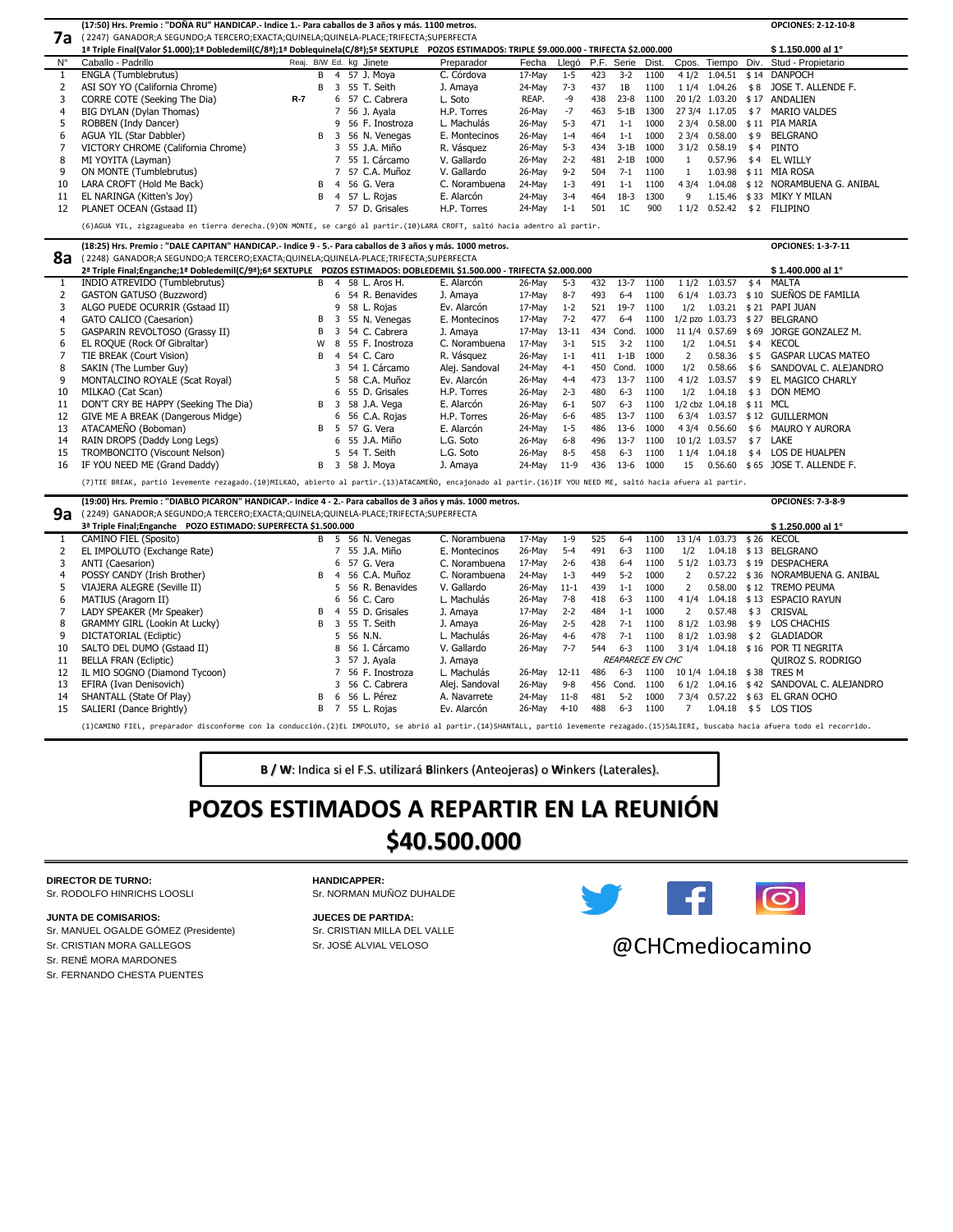## 7a

**(17:50) Hrs. Premio : "DOÑA RU" HANDICAP.- Indice 1.- Para caballos de 3 años y más. 1100 metros.** — OPCIONES: 2-12-10-8

( 2247) GANADOR;A SEGUNDO;A TERCERO;EXACTA;QUINELA;QUINELA-PLACE;TRIFECTA;SUPERFECTA

1ª Triple Final(Valor $1.000);1ª Dobledemil(C/8ª);1ª Doblequinela(C/8ª);5ª SEXTUPLE POZOS ESTIMADOS: TRIPLE $9.000.000 - TRIFECTA $2.000.000 — $ 1.150.000 al 1°

| N° | Caballo - Padrillo | Reaj. | B/W | Ed. | kg | Jinete | Preparador | Fecha | Llegó | P.F. | Serie | Dist. | Cpos. | Tiempo | Div. | Stud - Propietario |
|---|---|---|---|---|---|---|---|---|---|---|---|---|---|---|---|---|
| 1 | ENGLA (Tumblebrutus) | | B | 4 | 57 | J. Moya | C. Córdova | 17-May | 1-5 | 423 | 3-2 | 1100 | 4 1/2 | 1.04.51 | $ 14 | DANPOCH |
| 2 | ASI SOY YO (California Chrome) | | B | 3 | 55 | T. Seith | J. Amaya | 24-May | 7-3 | 437 | 1B | 1100 | 1 1/4 | 1.04.26 | $ 8 | JOSE T. ALLENDE F. |
| 3 | CORRE COTE (Seeking The Dia) | R-7 | | 6 | 57 | C. Cabrera | L. Soto | REAP. | -9 | 438 | 23-8 | 1100 | 20 1/2 | 1.03.20 | $ 17 | ANDALIEN |
| 4 | BIG DYLAN (Dylan Thomas) | | | 7 | 56 | J. Ayala | H.P. Torres | 26-May | -7 | 463 | 5-1B | 1300 | 27 3/4 | 1.17.05 | $ 7 | MARIO VALDES |
| 5 | ROBBEN (Indy Dancer) | | | 9 | 56 | F. Inostroza | L. Machulás | 26-May | 5-3 | 471 | 1-1 | 1000 | 2 3/4 | 0.58.00 | $ 11 | PIA MARIA |
| 6 | AGUA YIL (Star Dabbler) | | B | 3 | 56 | N. Venegas | E. Montecinos | 26-May | 1-4 | 464 | 1-1 | 1000 | 2 3/4 | 0.58.00 | $ 9 | BELGRANO |
| 7 | VICTORY CHROME (California Chrome) | | | 3 | 55 | J.A. Miño | R. Vásquez | 26-May | 5-3 | 434 | 3-1B | 1000 | 3 1/2 | 0.58.19 | $ 4 | PINTO |
| 8 | MI YOYITA (Layman) | | | 7 | 55 | I. Cárcamo | V. Gallardo | 26-May | 2-2 | 481 | 2-1B | 1000 | 1 | 0.57.96 | $ 4 | EL WILLY |
| 9 | ON MONTE (Tumblebrutus) | | | 7 | 57 | C.A. Muñoz | V. Gallardo | 26-May | 9-2 | 504 | 7-1 | 1100 | 1 | 1.03.98 | $ 11 | MIA ROSA |
| 10 | LARA CROFT (Hold Me Back) | | B | 4 | 56 | G. Vera | C. Norambuena | 24-May | 1-3 | 491 | 1-1 | 1100 | 4 3/4 | 1.04.08 | $ 12 | NORAMBUENA G. ANIBAL |
| 11 | EL NARINGA (Kitten's Joy) | | B | 4 | 57 | L. Rojas | E. Alarcón | 24-May | 3-4 | 464 | 18-3 | 1300 | 9 | 1.15.46 | $ 33 | MIKY Y MILAN |
| 12 | PLANET OCEAN (Gstaad II) | | | 7 | 57 | D. Grisales | H.P. Torres | 24-May | 1-1 | 501 | 1C | 900 | 1 1/2 | 0.52.42 | $ 2 | FILIPINO |

(6)AGUA YIL, zigzagueaba en tierra derecha.(9)ON MONTE, se cargó al partir.(10)LARA CROFT, saltó hacia adentro al partir.

## 8a

**(18:25) Hrs. Premio : "DALE CAPITAN" HANDICAP.- Indice 9 - 5.- Para caballos de 3 años y más. 1000 metros.** — OPCIONES: 1-3-7-11

( 2248) GANADOR;A SEGUNDO;A TERCERO;EXACTA;QUINELA;QUINELA-PLACE;TRIFECTA;SUPERFECTA

2ª Triple Final;Enganche;1ª Dobledemil(C/9ª);6ª SEXTUPLE POZOS ESTIMADOS: DOBLEDEMIL $1.500.000 - TRIFECTA $2.000.000 — $ 1.400.000 al 1°

| N° | Caballo - Padrillo | Reaj. | B/W | Ed. | kg | Jinete | Preparador | Fecha | Llegó | P.F. | Serie | Dist. | Cpos. | Tiempo | Div. | Stud - Propietario |
|---|---|---|---|---|---|---|---|---|---|---|---|---|---|---|---|---|
| 1 | INDIO ATREVIDO (Tumblebrutus) | | B | 4 | 58 | L. Aros H. | E. Alarcón | 26-May | 5-3 | 432 | 13-7 | 1100 | 1 1/2 | 1.03.57 | $ 4 | MALTA |
| 2 | GASTON GATUSO (Buzzword) | | | 6 | 54 | R. Benavides | J. Amaya | 17-May | 8-7 | 493 | 6-4 | 1100 | 6 1/4 | 1.03.73 | $ 10 | SUEÑOS DE FAMILIA |
| 3 | ALGO PUEDE OCURRIR (Gstaad II) | | | 9 | 58 | L. Rojas | Ev. Alarcón | 17-May | 1-2 | 521 | 19-7 | 1100 | 1/2 | 1.03.21 | $ 21 | PAPI JUAN |
| 4 | GATO CALICO (Caesarion) | | B | 3 | 55 | N. Venegas | E. Montecinos | 17-May | 7-2 | 477 | 6-4 | 1100 | 1/2 pzo | 1.03.73 | $ 27 | BELGRANO |
| 5 | GASPARIN REVOLTOSO (Grassy II) | | B | 3 | 54 | C. Cabrera | J. Amaya | 17-May | 13-11 | 434 | Cond. | 1000 | 11 1/4 | 0.57.69 | $ 69 | JORGE GONZALEZ M. |
| 6 | EL ROQUE (Rock Of Gibraltar) | | W | 8 | 55 | F. Inostroza | C. Norambuena | 17-May | 3-1 | 515 | 3-2 | 1100 | 1/2 | 1.04.51 | $ 4 | KECOL |
| 7 | TIE BREAK (Court Vision) | | B | 4 | 54 | C. Caro | R. Vásquez | 26-May | 1-1 | 411 | 1-1B | 1000 | 2 | 0.58.36 | $ 5 | GASPAR LUCAS MATEO |
| 8 | SAKIN (The Lumber Guy) | | | 3 | 54 | I. Cárcamo | Alej. Sandoval | 24-May | 4-1 | 450 | Cond. | 1000 | 1/2 | 0.58.66 | $ 6 | SANDOVAL C. ALEJANDRO |
| 9 | MONTALCINO ROYALE (Scat Royal) | | | 5 | 58 | C.A. Muñoz | Ev. Alarcón | 26-May | 4-4 | 473 | 13-7 | 1100 | 4 1/2 | 1.03.57 | $ 9 | EL MAGICO CHARLY |
| 10 | MILKAO (Cat Scan) | | | 6 | 55 | D. Grisales | H.P. Torres | 26-May | 2-3 | 480 | 6-3 | 1100 | 1/2 | 1.04.18 | $ 3 | DON MEMO |
| 11 | DON'T CRY BE HAPPY (Seeking The Dia) | | B | 3 | 58 | J.A. Vega | E. Alarcón | 26-May | 6-1 | 507 | 6-3 | 1100 | 1/2 cbz | 1.04.18 | $ 11 | MCL |
| 12 | GIVE ME A BREAK (Dangerous Midge) | | | 6 | 56 | C.A. Rojas | H.P. Torres | 26-May | 6-6 | 485 | 13-7 | 1100 | 6 3/4 | 1.03.57 | $ 12 | GUILLERMON |
| 13 | ATACAMEÑO (Boboman) | | B | 5 | 57 | G. Vera | E. Alarcón | 24-May | 1-5 | 486 | 13-6 | 1000 | 4 3/4 | 0.56.60 | $ 6 | MAURO Y AURORA |
| 14 | RAIN DROPS (Daddy Long Legs) | | | 6 | 55 | J.A. Miño | L.G. Soto | 26-May | 6-8 | 496 | 13-7 | 1100 | 10 1/2 | 1.03.57 | $ 7 | LAKE |
| 15 | TROMBONCITO (Viscount Nelson) | | | 5 | 54 | T. Seith | L.G. Soto | 26-May | 8-5 | 458 | 6-3 | 1100 | 1 1/4 | 1.04.18 | $ 4 | LOS DE HUALPEN |
| 16 | IF YOU NEED ME (Grand Daddy) | | B | 3 | 58 | J. Moya | J. Amaya | 24-May | 11-9 | 436 | 13-6 | 1000 | 15 | 0.56.60 | $ 65 | JOSE T. ALLENDE F. |

(7)TIE BREAK, partió levemente rezagado.(10)MILKAO, abierto al partir.(13)ATACAMEÑO, encajonado al partir.(16)IF YOU NEED ME, saltó hacia afuera al partir.

## 9a

**(19:00) Hrs. Premio : "DIABLO PICARON" HANDICAP.- Indice 4 - 2.- Para caballos de 3 años y más. 1000 metros.** — OPCIONES: 7-3-8-9

( 2249) GANADOR;A SEGUNDO;A TERCERO;EXACTA;QUINELA;QUINELA-PLACE;TRIFECTA;SUPERFECTA

3ª Triple Final;Enganche POZO ESTIMADO: SUPERFECTA $1.500.000 — $ 1.250.000 al 1°

| N° | Caballo - Padrillo | Reaj. | B/W | Ed. | kg | Jinete | Preparador | Fecha | Llegó | P.F. | Serie | Dist. | Cpos. | Tiempo | Div. | Stud - Propietario |
|---|---|---|---|---|---|---|---|---|---|---|---|---|---|---|---|---|
| 1 | CAMINO FIEL (Sposito) | | B | 5 | 56 | N. Venegas | C. Norambuena | 17-May | 1-9 | 525 | 6-4 | 1100 | 13 1/4 | 1.03.73 | $ 26 | KECOL |
| 2 | EL IMPOLUTO (Exchange Rate) | | | 7 | 55 | J.A. Miño | E. Montecinos | 26-May | 5-4 | 491 | 6-3 | 1100 | 1/2 | 1.04.18 | $ 13 | BELGRANO |
| 3 | ANTI (Caesarion) | | | 6 | 57 | G. Vera | C. Norambuena | 17-May | 2-6 | 438 | 6-4 | 1100 | 5 1/2 | 1.03.73 | $ 19 | DESPACHERA |
| 4 | POSSY CANDY (Irish Brother) | | B | 4 | 56 | C.A. Muñoz | C. Norambuena | 24-May | 1-3 | 449 | 5-2 | 1000 | 2 | 0.57.22 | $ 36 | NORAMBUENA G. ANIBAL |
| 5 | VIAJERA ALEGRE (Seville II) | | | 5 | 56 | R. Benavides | V. Gallardo | 26-May | 11-1 | 439 | 1-1 | 1000 | 2 | 0.58.00 | $ 12 | TREMO PEUMA |
| 6 | MATIUS (Aragorn II) | | | 6 | 56 | C. Caro | L. Machulás | 26-May | 7-8 | 418 | 6-3 | 1100 | 4 1/4 | 1.04.18 | $ 13 | ESPACIO RAYUN |
| 7 | LADY SPEAKER (Mr Speaker) | | B | 4 | 55 | D. Grisales | J. Amaya | 17-May | 2-2 | 484 | 1-1 | 1000 | 2 | 0.57.48 | $ 3 | CRISVAL |
| 8 | GRAMMY GIRL (Lookin At Lucky) | | B | 3 | 55 | T. Seith | J. Amaya | 26-May | 2-5 | 428 | 7-1 | 1100 | 8 1/2 | 1.03.98 | $ 9 | LOS CHACHIS |
| 9 | DICTATORIAL (Ecliptic) | | | 5 | 56 | N.N. | L. Machulás | 26-May | 4-6 | 478 | 7-1 | 1100 | 8 1/2 | 1.03.98 | $ 2 | GLADIADOR |
| 10 | SALTO DEL DUMO (Gstaad II) | | | 8 | 56 | I. Cárcamo | V. Gallardo | 26-May | 7-7 | 544 | 6-3 | 1100 | 3 1/4 | 1.04.18 | $ 16 | POR TI NEGRITA |
| 11 | BELLA FRAN (Ecliptic) | | | 3 | 57 | J. Ayala | J. Amaya | REAPARECE EN CHC | | | | | | | | QUIROZ S. RODRIGO |
| 12 | IL MIO SOGNO (Diamond Tycoon) | | | 7 | 56 | F. Inostroza | L. Machulás | 26-May | 12-11 | 486 | 6-3 | 1100 | 10 1/4 | 1.04.18 | $ 38 | TRES M |
| 13 | EFIRA (Ivan Denisovich) | | | 3 | 56 | C. Cabrera | Alej. Sandoval | 26-May | 9-8 | 456 | Cond. | 1100 | 6 1/2 | 1.04.16 | $ 42 | SANDOVAL C. ALEJANDRO |
| 14 | SHANTALL (State Of Play) | | B | 6 | 56 | L. Pérez | A. Navarrete | 24-May | 11-8 | 481 | 5-2 | 1000 | 7 3/4 | 0.57.22 | $ 63 | EL GRAN OCHO |
| 15 | SALIERI (Dance Brightly) | | B | 7 | 55 | L. Rojas | Ev. Alarcón | 26-May | 4-10 | 488 | 6-3 | 1100 | 7 | 1.04.18 | $ 5 | LOS TIOS |

(1)CAMINO FIEL, preparador disconforme con la conducción.(2)EL IMPOLUTO, se abrió al partir.(14)SHANTALL, partió levemente rezagado.(15)SALIERI, buscaba hacia afuera todo el recorrido.

**B / W**: Indica si el F.S. utilizará **B**linkers (Anteojeras) o **W**inkers (Laterales).

# POZOS ESTIMADOS A REPARTIR EN LA REUNIÓN
# $40.500.000

**DIRECTOR DE TURNO:**
Sr. RODOLFO HINRICHS LOOSLI

**JUNTA DE COMISARIOS:**
Sr. MANUEL OGALDE GÓMEZ (Presidente)
Sr. CRISTIAN MORA GALLEGOS
Sr. RENÉ MORA MARDONES
Sr. FERNANDO CHESTA PUENTES

**HANDICAPPER:**
Sr. NORMAN MUÑOZ DUHALDE

**JUECES DE PARTIDA:**
Sr. CRISTIAN MILLA DEL VALLE
Sr. JOSÉ ALVIAL VELOSO

@CHCmediocamino